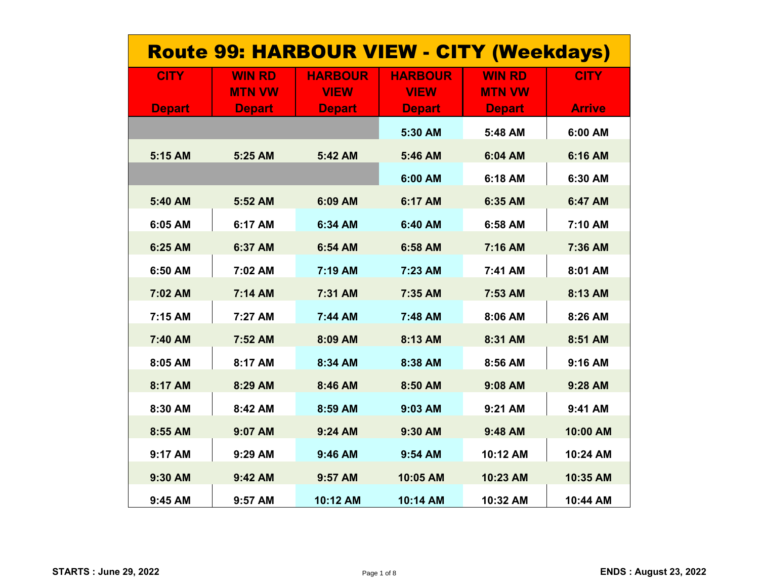# Route 99: HARBOUR VIEW - CITY (Weekdays)

| CITY Depart | WIN RD MTN VW Depart | HARBOUR VIEW Depart | HARBOUR VIEW Depart | WIN RD MTN VW Depart | CITY Arrive |
|---|---|---|---|---|---|
| | | | 5:30 AM | 5:48 AM | 6:00 AM |
| 5:15 AM | 5:25 AM | 5:42 AM | 5:46 AM | 6:04 AM | 6:16 AM |
| | | | 6:00 AM | 6:18 AM | 6:30 AM |
| 5:40 AM | 5:52 AM | 6:09 AM | 6:17 AM | 6:35 AM | 6:47 AM |
| 6:05 AM | 6:17 AM | 6:34 AM | 6:40 AM | 6:58 AM | 7:10 AM |
| 6:25 AM | 6:37 AM | 6:54 AM | 6:58 AM | 7:16 AM | 7:36 AM |
| 6:50 AM | 7:02 AM | 7:19 AM | 7:23 AM | 7:41 AM | 8:01 AM |
| 7:02 AM | 7:14 AM | 7:31 AM | 7:35 AM | 7:53 AM | 8:13 AM |
| 7:15 AM | 7:27 AM | 7:44 AM | 7:48 AM | 8:06 AM | 8:26 AM |
| 7:40 AM | 7:52 AM | 8:09 AM | 8:13 AM | 8:31 AM | 8:51 AM |
| 8:05 AM | 8:17 AM | 8:34 AM | 8:38 AM | 8:56 AM | 9:16 AM |
| 8:17 AM | 8:29 AM | 8:46 AM | 8:50 AM | 9:08 AM | 9:28 AM |
| 8:30 AM | 8:42 AM | 8:59 AM | 9:03 AM | 9:21 AM | 9:41 AM |
| 8:55 AM | 9:07 AM | 9:24 AM | 9:30 AM | 9:48 AM | 10:00 AM |
| 9:17 AM | 9:29 AM | 9:46 AM | 9:54 AM | 10:12 AM | 10:24 AM |
| 9:30 AM | 9:42 AM | 9:57 AM | 10:05 AM | 10:23 AM | 10:35 AM |
| 9:45 AM | 9:57 AM | 10:12 AM | 10:14 AM | 10:32 AM | 10:44 AM |

**STARTS : June 29, 2022** **ENDS : August 23, 2022**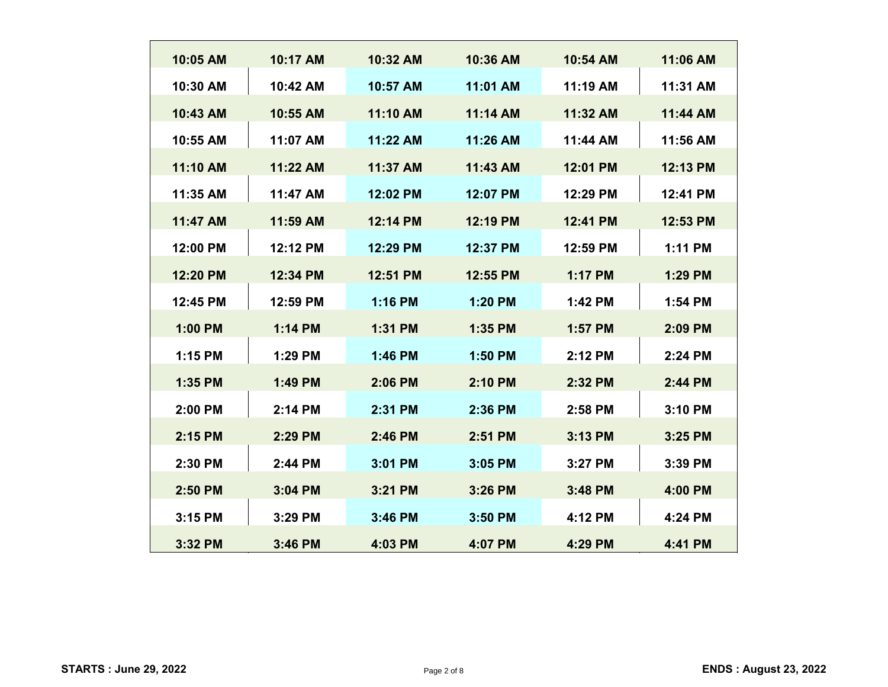| 10:05 AM | 10:17 AM | 10:32 AM | 10:36 AM | 10:54 AM | 11:06 AM |
|---|---|---|---|---|---|
| 10:30 AM | 10:42 AM | 10:57 AM | 11:01 AM | 11:19 AM | 11:31 AM |
| 10:43 AM | 10:55 AM | 11:10 AM | 11:14 AM | 11:32 AM | 11:44 AM |
| 10:55 AM | 11:07 AM | 11:22 AM | 11:26 AM | 11:44 AM | 11:56 AM |
| 11:10 AM | 11:22 AM | 11:37 AM | 11:43 AM | 12:01 PM | 12:13 PM |
| 11:35 AM | 11:47 AM | 12:02 PM | 12:07 PM | 12:29 PM | 12:41 PM |
| 11:47 AM | 11:59 AM | 12:14 PM | 12:19 PM | 12:41 PM | 12:53 PM |
| 12:00 PM | 12:12 PM | 12:29 PM | 12:37 PM | 12:59 PM | 1:11 PM |
| 12:20 PM | 12:34 PM | 12:51 PM | 12:55 PM | 1:17 PM | 1:29 PM |
| 12:45 PM | 12:59 PM | 1:16 PM | 1:20 PM | 1:42 PM | 1:54 PM |
| 1:00 PM | 1:14 PM | 1:31 PM | 1:35 PM | 1:57 PM | 2:09 PM |
| 1:15 PM | 1:29 PM | 1:46 PM | 1:50 PM | 2:12 PM | 2:24 PM |
| 1:35 PM | 1:49 PM | 2:06 PM | 2:10 PM | 2:32 PM | 2:44 PM |
| 2:00 PM | 2:14 PM | 2:31 PM | 2:36 PM | 2:58 PM | 3:10 PM |
| 2:15 PM | 2:29 PM | 2:46 PM | 2:51 PM | 3:13 PM | 3:25 PM |
| 2:30 PM | 2:44 PM | 3:01 PM | 3:05 PM | 3:27 PM | 3:39 PM |
| 2:50 PM | 3:04 PM | 3:21 PM | 3:26 PM | 3:48 PM | 4:00 PM |
| 3:15 PM | 3:29 PM | 3:46 PM | 3:50 PM | 4:12 PM | 4:24 PM |
| 3:32 PM | 3:46 PM | 4:03 PM | 4:07 PM | 4:29 PM | 4:41 PM |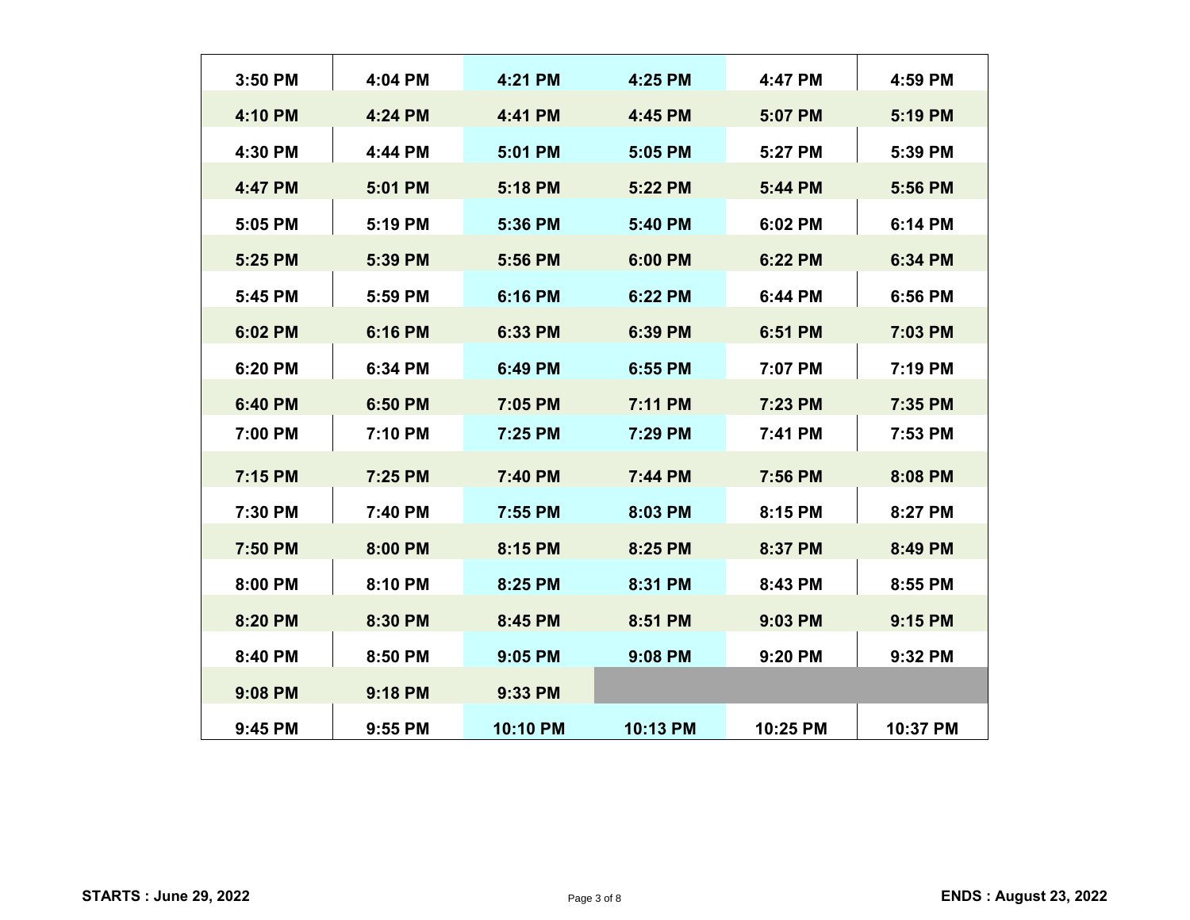| | | | | | |
|---|---|---|---|---|---|
| 3:50 PM | 4:04 PM | 4:21 PM | 4:25 PM | 4:47 PM | 4:59 PM |
| 4:10 PM | 4:24 PM | 4:41 PM | 4:45 PM | 5:07 PM | 5:19 PM |
| 4:30 PM | 4:44 PM | 5:01 PM | 5:05 PM | 5:27 PM | 5:39 PM |
| 4:47 PM | 5:01 PM | 5:18 PM | 5:22 PM | 5:44 PM | 5:56 PM |
| 5:05 PM | 5:19 PM | 5:36 PM | 5:40 PM | 6:02 PM | 6:14 PM |
| 5:25 PM | 5:39 PM | 5:56 PM | 6:00 PM | 6:22 PM | 6:34 PM |
| 5:45 PM | 5:59 PM | 6:16 PM | 6:22 PM | 6:44 PM | 6:56 PM |
| 6:02 PM | 6:16 PM | 6:33 PM | 6:39 PM | 6:51 PM | 7:03 PM |
| 6:20 PM | 6:34 PM | 6:49 PM | 6:55 PM | 7:07 PM | 7:19 PM |
| 6:40 PM | 6:50 PM | 7:05 PM | 7:11 PM | 7:23 PM | 7:35 PM |
| 7:00 PM | 7:10 PM | 7:25 PM | 7:29 PM | 7:41 PM | 7:53 PM |
| 7:15 PM | 7:25 PM | 7:40 PM | 7:44 PM | 7:56 PM | 8:08 PM |
| 7:30 PM | 7:40 PM | 7:55 PM | 8:03 PM | 8:15 PM | 8:27 PM |
| 7:50 PM | 8:00 PM | 8:15 PM | 8:25 PM | 8:37 PM | 8:49 PM |
| 8:00 PM | 8:10 PM | 8:25 PM | 8:31 PM | 8:43 PM | 8:55 PM |
| 8:20 PM | 8:30 PM | 8:45 PM | 8:51 PM | 9:03 PM | 9:15 PM |
| 8:40 PM | 8:50 PM | 9:05 PM | 9:08 PM | 9:20 PM | 9:32 PM |
| 9:08 PM | 9:18 PM | 9:33 PM | | | |
| 9:45 PM | 9:55 PM | 10:10 PM | 10:13 PM | 10:25 PM | 10:37 PM |

**STARTS : June 29, 2022** **ENDS : August 23, 2022**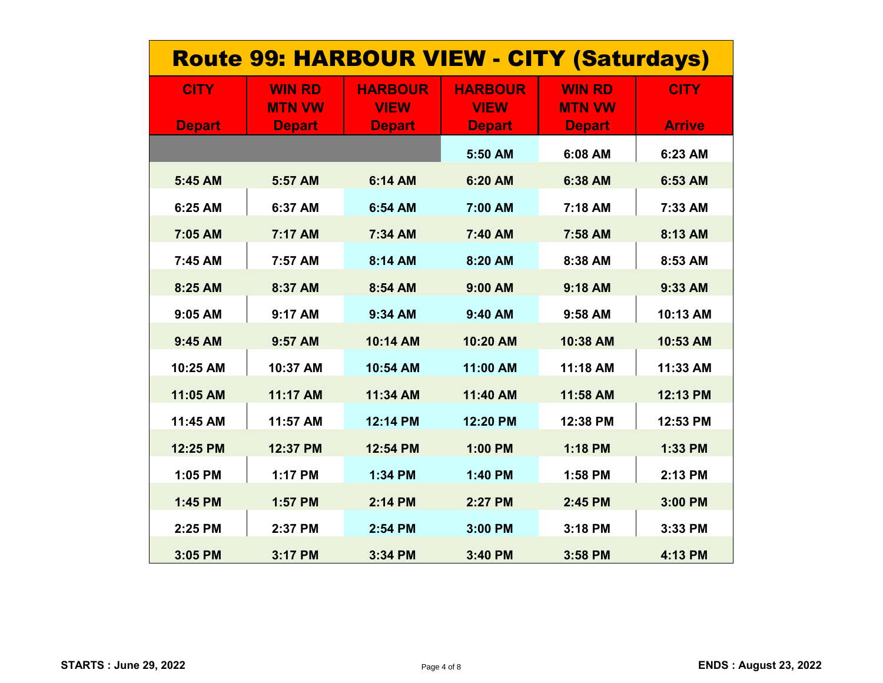# Route 99: HARBOUR VIEW - CITY (Saturdays)

| CITY Depart | WIN RD MTN VW Depart | HARBOUR VIEW Depart | HARBOUR VIEW Depart | WIN RD MTN VW Depart | CITY Arrive |
|---|---|---|---|---|---|
| | | | 5:50 AM | 6:08 AM | 6:23 AM |
| 5:45 AM | 5:57 AM | 6:14 AM | 6:20 AM | 6:38 AM | 6:53 AM |
| 6:25 AM | 6:37 AM | 6:54 AM | 7:00 AM | 7:18 AM | 7:33 AM |
| 7:05 AM | 7:17 AM | 7:34 AM | 7:40 AM | 7:58 AM | 8:13 AM |
| 7:45 AM | 7:57 AM | 8:14 AM | 8:20 AM | 8:38 AM | 8:53 AM |
| 8:25 AM | 8:37 AM | 8:54 AM | 9:00 AM | 9:18 AM | 9:33 AM |
| 9:05 AM | 9:17 AM | 9:34 AM | 9:40 AM | 9:58 AM | 10:13 AM |
| 9:45 AM | 9:57 AM | 10:14 AM | 10:20 AM | 10:38 AM | 10:53 AM |
| 10:25 AM | 10:37 AM | 10:54 AM | 11:00 AM | 11:18 AM | 11:33 AM |
| 11:05 AM | 11:17 AM | 11:34 AM | 11:40 AM | 11:58 AM | 12:13 PM |
| 11:45 AM | 11:57 AM | 12:14 PM | 12:20 PM | 12:38 PM | 12:53 PM |
| 12:25 PM | 12:37 PM | 12:54 PM | 1:00 PM | 1:18 PM | 1:33 PM |
| 1:05 PM | 1:17 PM | 1:34 PM | 1:40 PM | 1:58 PM | 2:13 PM |
| 1:45 PM | 1:57 PM | 2:14 PM | 2:27 PM | 2:45 PM | 3:00 PM |
| 2:25 PM | 2:37 PM | 2:54 PM | 3:00 PM | 3:18 PM | 3:33 PM |
| 3:05 PM | 3:17 PM | 3:34 PM | 3:40 PM | 3:58 PM | 4:13 PM |

**STARTS : June 29, 2022** **ENDS : August 23, 2022**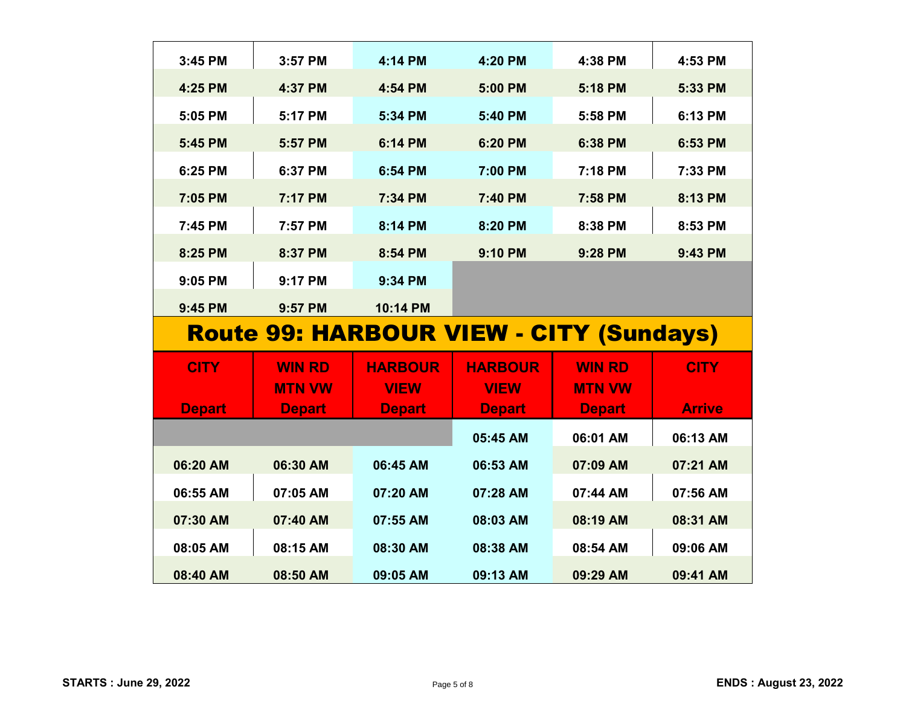| | | | | | |
|---|---|---|---|---|---|
| 3:45 PM | 3:57 PM | 4:14 PM | 4:20 PM | 4:38 PM | 4:53 PM |
| 4:25 PM | 4:37 PM | 4:54 PM | 5:00 PM | 5:18 PM | 5:33 PM |
| 5:05 PM | 5:17 PM | 5:34 PM | 5:40 PM | 5:58 PM | 6:13 PM |
| 5:45 PM | 5:57 PM | 6:14 PM | 6:20 PM | 6:38 PM | 6:53 PM |
| 6:25 PM | 6:37 PM | 6:54 PM | 7:00 PM | 7:18 PM | 7:33 PM |
| 7:05 PM | 7:17 PM | 7:34 PM | 7:40 PM | 7:58 PM | 8:13 PM |
| 7:45 PM | 7:57 PM | 8:14 PM | 8:20 PM | 8:38 PM | 8:53 PM |
| 8:25 PM | 8:37 PM | 8:54 PM | 9:10 PM | 9:28 PM | 9:43 PM |
| 9:05 PM | 9:17 PM | 9:34 PM | | | |
| 9:45 PM | 9:57 PM | 10:14 PM | | | |

## Route 99: HARBOUR VIEW - CITY (Sundays)

| CITY Depart | WIN RD MTN VW Depart | HARBOUR VIEW Depart | HARBOUR VIEW Depart | WIN RD MTN VW Depart | CITY Arrive |
|---|---|---|---|---|---|
| | | | 05:45 AM | 06:01 AM | 06:13 AM |
| 06:20 AM | 06:30 AM | 06:45 AM | 06:53 AM | 07:09 AM | 07:21 AM |
| 06:55 AM | 07:05 AM | 07:20 AM | 07:28 AM | 07:44 AM | 07:56 AM |
| 07:30 AM | 07:40 AM | 07:55 AM | 08:03 AM | 08:19 AM | 08:31 AM |
| 08:05 AM | 08:15 AM | 08:30 AM | 08:38 AM | 08:54 AM | 09:06 AM |
| 08:40 AM | 08:50 AM | 09:05 AM | 09:13 AM | 09:29 AM | 09:41 AM |

**STARTS : June 29, 2022** **ENDS : August 23, 2022**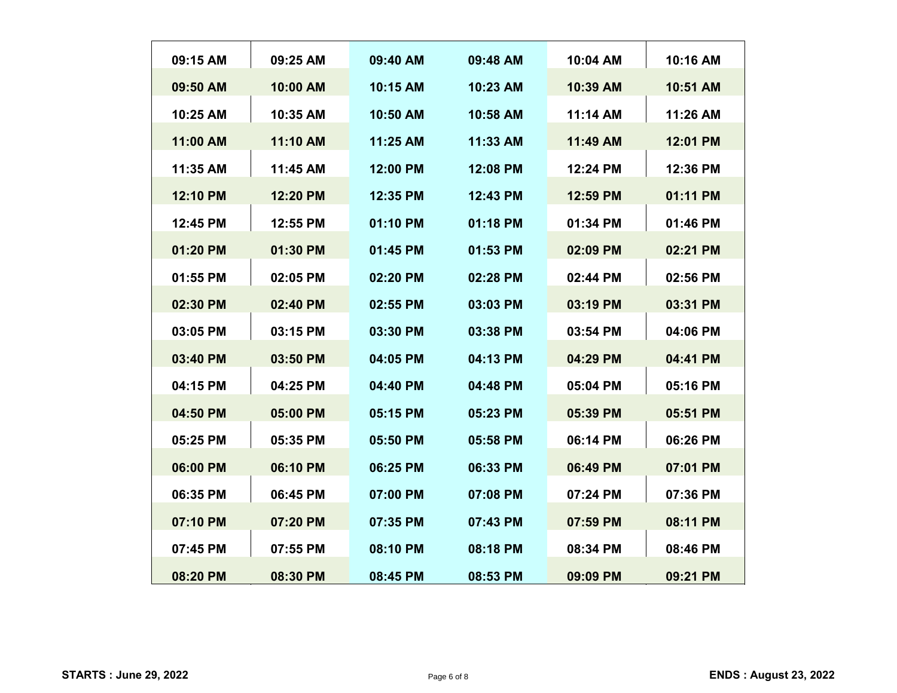| | | | | | |
|---|---|---|---|---|---|
| 09:15 AM | 09:25 AM | 09:40 AM | 09:48 AM | 10:04 AM | 10:16 AM |
| 09:50 AM | 10:00 AM | 10:15 AM | 10:23 AM | 10:39 AM | 10:51 AM |
| 10:25 AM | 10:35 AM | 10:50 AM | 10:58 AM | 11:14 AM | 11:26 AM |
| 11:00 AM | 11:10 AM | 11:25 AM | 11:33 AM | 11:49 AM | 12:01 PM |
| 11:35 AM | 11:45 AM | 12:00 PM | 12:08 PM | 12:24 PM | 12:36 PM |
| 12:10 PM | 12:20 PM | 12:35 PM | 12:43 PM | 12:59 PM | 01:11 PM |
| 12:45 PM | 12:55 PM | 01:10 PM | 01:18 PM | 01:34 PM | 01:46 PM |
| 01:20 PM | 01:30 PM | 01:45 PM | 01:53 PM | 02:09 PM | 02:21 PM |
| 01:55 PM | 02:05 PM | 02:20 PM | 02:28 PM | 02:44 PM | 02:56 PM |
| 02:30 PM | 02:40 PM | 02:55 PM | 03:03 PM | 03:19 PM | 03:31 PM |
| 03:05 PM | 03:15 PM | 03:30 PM | 03:38 PM | 03:54 PM | 04:06 PM |
| 03:40 PM | 03:50 PM | 04:05 PM | 04:13 PM | 04:29 PM | 04:41 PM |
| 04:15 PM | 04:25 PM | 04:40 PM | 04:48 PM | 05:04 PM | 05:16 PM |
| 04:50 PM | 05:00 PM | 05:15 PM | 05:23 PM | 05:39 PM | 05:51 PM |
| 05:25 PM | 05:35 PM | 05:50 PM | 05:58 PM | 06:14 PM | 06:26 PM |
| 06:00 PM | 06:10 PM | 06:25 PM | 06:33 PM | 06:49 PM | 07:01 PM |
| 06:35 PM | 06:45 PM | 07:00 PM | 07:08 PM | 07:24 PM | 07:36 PM |
| 07:10 PM | 07:20 PM | 07:35 PM | 07:43 PM | 07:59 PM | 08:11 PM |
| 07:45 PM | 07:55 PM | 08:10 PM | 08:18 PM | 08:34 PM | 08:46 PM |
| 08:20 PM | 08:30 PM | 08:45 PM | 08:53 PM | 09:09 PM | 09:21 PM |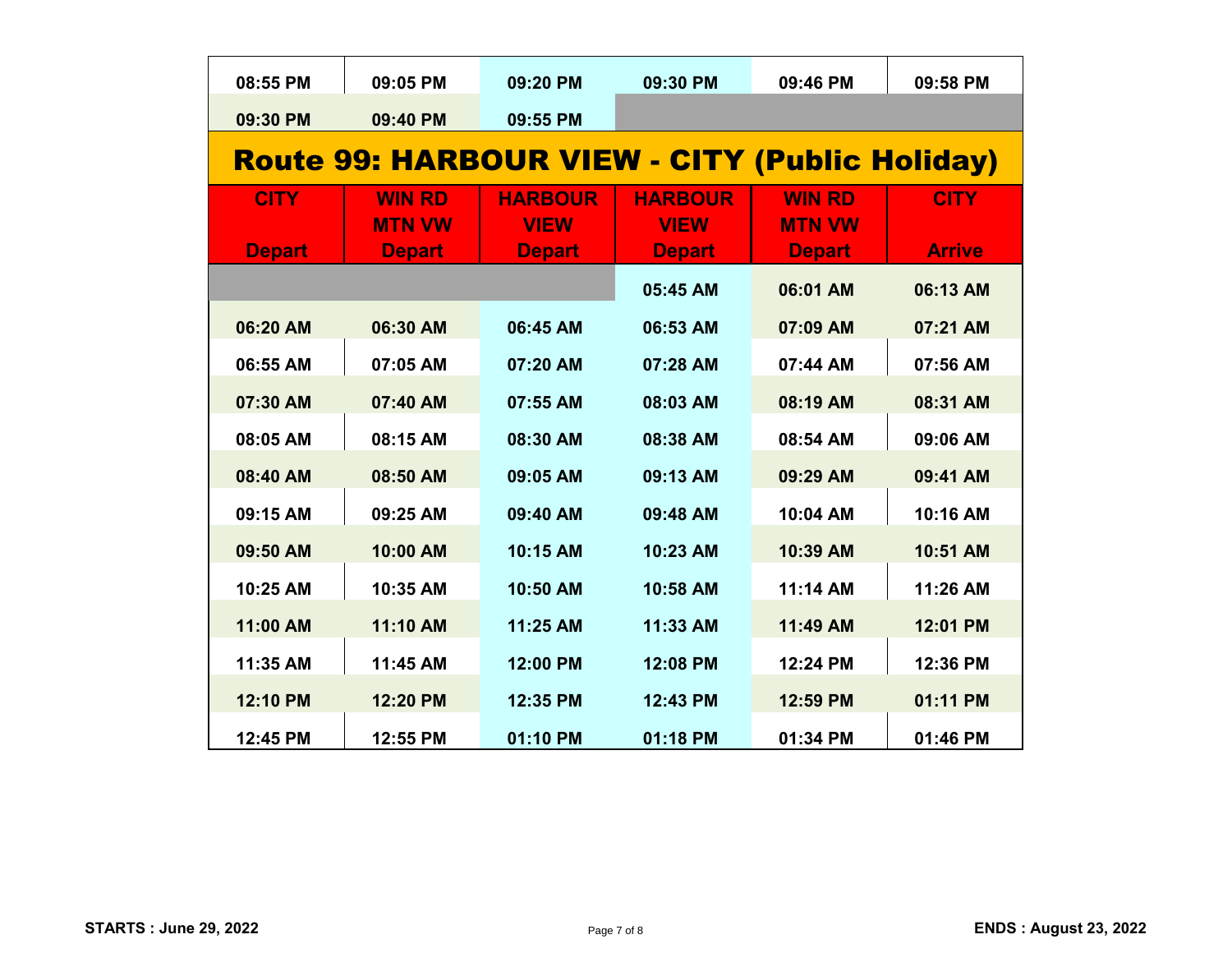| | | | | | |
|---|---|---|---|---|---|
| 08:55 PM | 09:05 PM | 09:20 PM | 09:30 PM | 09:46 PM | 09:58 PM |
| 09:30 PM | 09:40 PM | 09:55 PM | | | |

## Route 99: HARBOUR VIEW - CITY (Public Holiday)

| CITY Depart | WIN RD MTN VW Depart | HARBOUR VIEW Depart | HARBOUR VIEW Depart | WIN RD MTN VW Depart | CITY Arrive |
|---|---|---|---|---|---|
| | | | 05:45 AM | 06:01 AM | 06:13 AM |
| 06:20 AM | 06:30 AM | 06:45 AM | 06:53 AM | 07:09 AM | 07:21 AM |
| 06:55 AM | 07:05 AM | 07:20 AM | 07:28 AM | 07:44 AM | 07:56 AM |
| 07:30 AM | 07:40 AM | 07:55 AM | 08:03 AM | 08:19 AM | 08:31 AM |
| 08:05 AM | 08:15 AM | 08:30 AM | 08:38 AM | 08:54 AM | 09:06 AM |
| 08:40 AM | 08:50 AM | 09:05 AM | 09:13 AM | 09:29 AM | 09:41 AM |
| 09:15 AM | 09:25 AM | 09:40 AM | 09:48 AM | 10:04 AM | 10:16 AM |
| 09:50 AM | 10:00 AM | 10:15 AM | 10:23 AM | 10:39 AM | 10:51 AM |
| 10:25 AM | 10:35 AM | 10:50 AM | 10:58 AM | 11:14 AM | 11:26 AM |
| 11:00 AM | 11:10 AM | 11:25 AM | 11:33 AM | 11:49 AM | 12:01 PM |
| 11:35 AM | 11:45 AM | 12:00 PM | 12:08 PM | 12:24 PM | 12:36 PM |
| 12:10 PM | 12:20 PM | 12:35 PM | 12:43 PM | 12:59 PM | 01:11 PM |
| 12:45 PM | 12:55 PM | 01:10 PM | 01:18 PM | 01:34 PM | 01:46 PM |

**STARTS : June 29, 2022** **ENDS : August 23, 2022**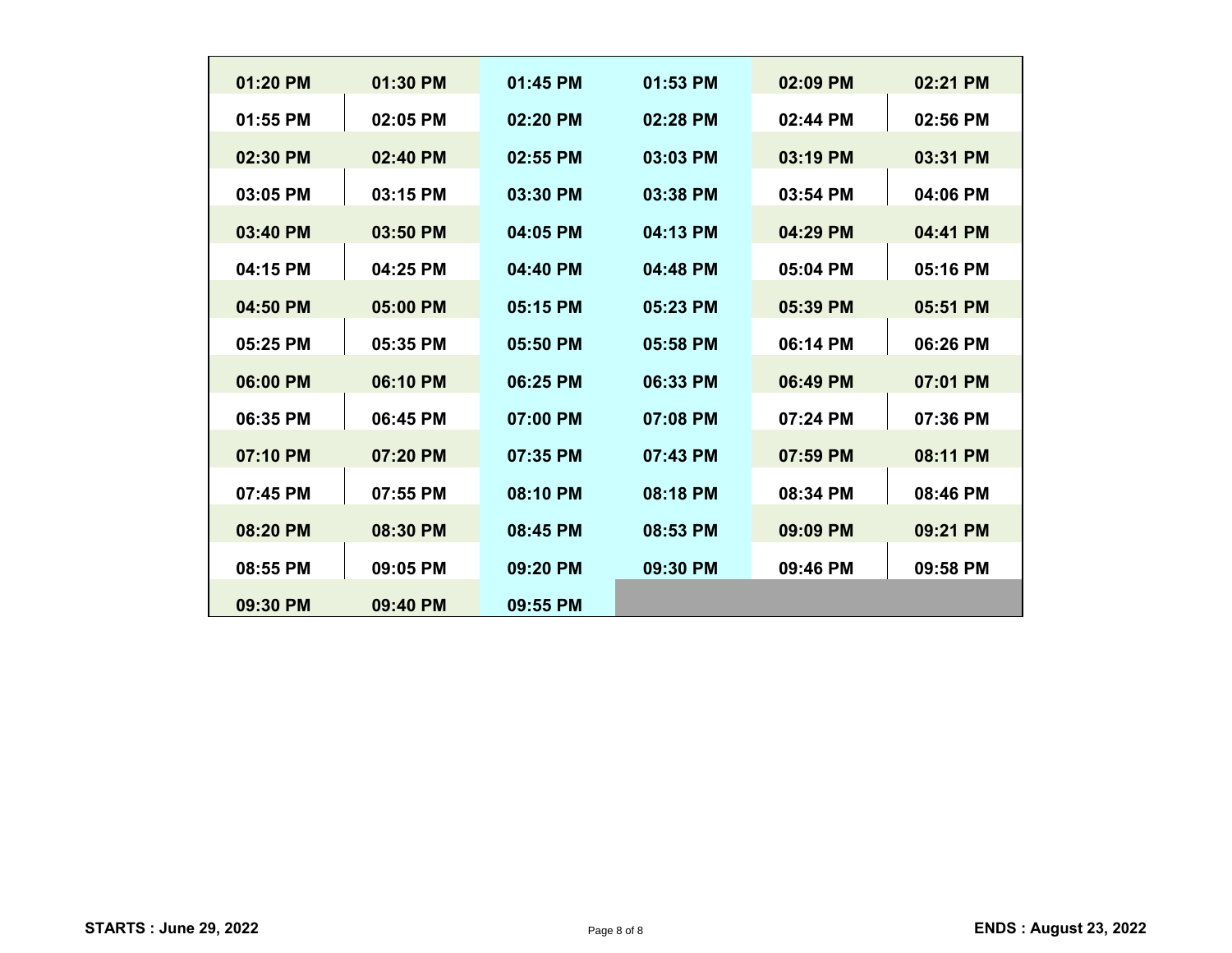| | | | | | |
|---|---|---|---|---|---|
| 01:20 PM | 01:30 PM | 01:45 PM | 01:53 PM | 02:09 PM | 02:21 PM |
| 01:55 PM | 02:05 PM | 02:20 PM | 02:28 PM | 02:44 PM | 02:56 PM |
| 02:30 PM | 02:40 PM | 02:55 PM | 03:03 PM | 03:19 PM | 03:31 PM |
| 03:05 PM | 03:15 PM | 03:30 PM | 03:38 PM | 03:54 PM | 04:06 PM |
| 03:40 PM | 03:50 PM | 04:05 PM | 04:13 PM | 04:29 PM | 04:41 PM |
| 04:15 PM | 04:25 PM | 04:40 PM | 04:48 PM | 05:04 PM | 05:16 PM |
| 04:50 PM | 05:00 PM | 05:15 PM | 05:23 PM | 05:39 PM | 05:51 PM |
| 05:25 PM | 05:35 PM | 05:50 PM | 05:58 PM | 06:14 PM | 06:26 PM |
| 06:00 PM | 06:10 PM | 06:25 PM | 06:33 PM | 06:49 PM | 07:01 PM |
| 06:35 PM | 06:45 PM | 07:00 PM | 07:08 PM | 07:24 PM | 07:36 PM |
| 07:10 PM | 07:20 PM | 07:35 PM | 07:43 PM | 07:59 PM | 08:11 PM |
| 07:45 PM | 07:55 PM | 08:10 PM | 08:18 PM | 08:34 PM | 08:46 PM |
| 08:20 PM | 08:30 PM | 08:45 PM | 08:53 PM | 09:09 PM | 09:21 PM |
| 08:55 PM | 09:05 PM | 09:20 PM | 09:30 PM | 09:46 PM | 09:58 PM |
| 09:30 PM | 09:40 PM | 09:55 PM | | | |

**STARTS : June 29, 2022**

**ENDS : August 23, 2022**